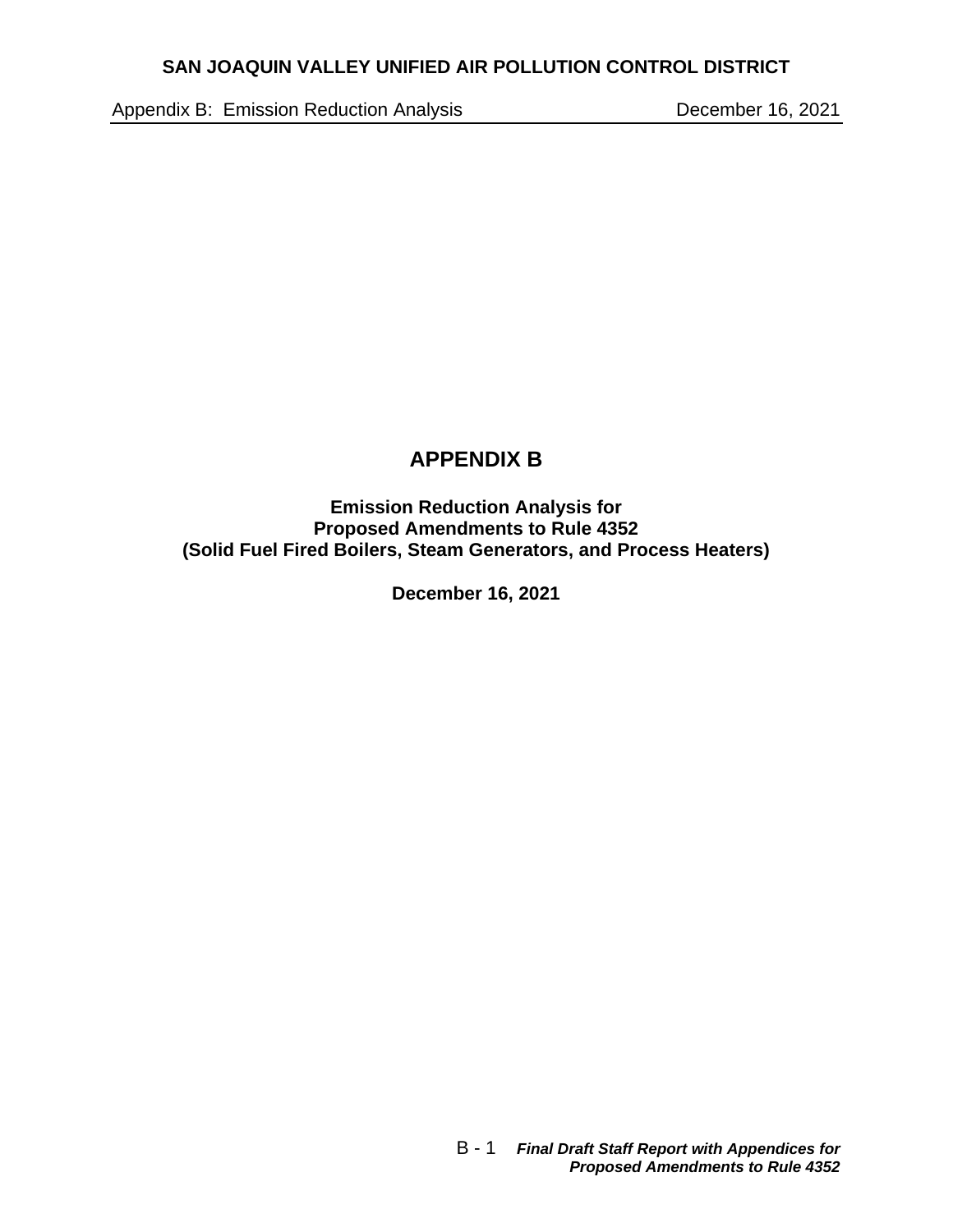# APPENDIX B

**Emission Reduction Analysis for**
**Proposed Amendments to Rule 4352**
**(Solid Fuel Fired Boilers, Steam Generators, and Process Heaters)**

**December 16, 2021**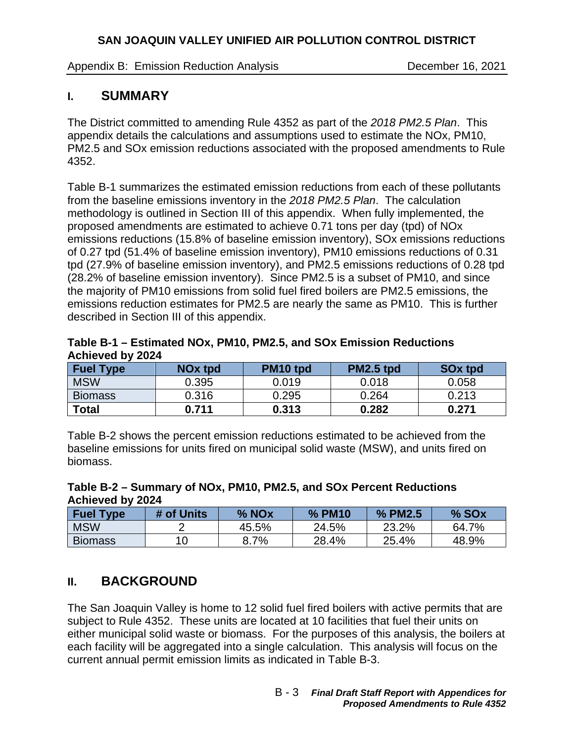## I. SUMMARY

The District committed to amending Rule 4352 as part of the *2018 PM2.5 Plan*. This appendix details the calculations and assumptions used to estimate the NOx, PM10, PM2.5 and SOx emission reductions associated with the proposed amendments to Rule 4352.

Table B-1 summarizes the estimated emission reductions from each of these pollutants from the baseline emissions inventory in the *2018 PM2.5 Plan*. The calculation methodology is outlined in Section III of this appendix. When fully implemented, the proposed amendments are estimated to achieve 0.71 tons per day (tpd) of NOx emissions reductions (15.8% of baseline emission inventory), SOx emissions reductions of 0.27 tpd (51.4% of baseline emission inventory), PM10 emissions reductions of 0.31 tpd (27.9% of baseline emission inventory), and PM2.5 emissions reductions of 0.28 tpd (28.2% of baseline emission inventory). Since PM2.5 is a subset of PM10, and since the majority of PM10 emissions from solid fuel fired boilers are PM2.5 emissions, the emissions reduction estimates for PM2.5 are nearly the same as PM10. This is further described in Section III of this appendix.

**Table B-1 – Estimated NOx, PM10, PM2.5, and SOx Emission Reductions Achieved by 2024**

| Fuel Type | NOx tpd | PM10 tpd | PM2.5 tpd | SOx tpd |
|---|---|---|---|---|
| MSW | 0.395 | 0.019 | 0.018 | 0.058 |
| Biomass | 0.316 | 0.295 | 0.264 | 0.213 |
| **Total** | **0.711** | **0.313** | **0.282** | **0.271** |

Table B-2 shows the percent emission reductions estimated to be achieved from the baseline emissions for units fired on municipal solid waste (MSW), and units fired on biomass.

**Table B-2 – Summary of NOx, PM10, PM2.5, and SOx Percent Reductions Achieved by 2024**

| Fuel Type | # of Units | % NOx | % PM10 | % PM2.5 | % SOx |
|---|---|---|---|---|---|
| MSW | 2 | 45.5% | 24.5% | 23.2% | 64.7% |
| Biomass | 10 | 8.7% | 28.4% | 25.4% | 48.9% |

## II. BACKGROUND

The San Joaquin Valley is home to 12 solid fuel fired boilers with active permits that are subject to Rule 4352. These units are located at 10 facilities that fuel their units on either municipal solid waste or biomass. For the purposes of this analysis, the boilers at each facility will be aggregated into a single calculation. This analysis will focus on the current annual permit emission limits as indicated in Table B-3.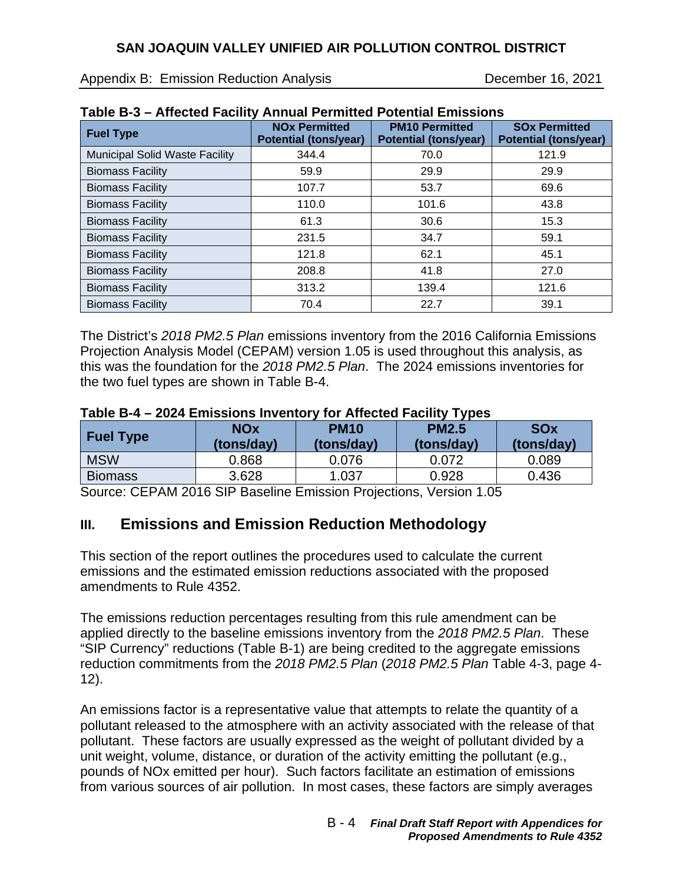**Table B-3 – Affected Facility Annual Permitted Potential Emissions**

| Fuel Type | NOx Permitted Potential (tons/year) | PM10 Permitted Potential (tons/year) | SOx Permitted Potential (tons/year) |
|---|---|---|---|
| Municipal Solid Waste Facility | 344.4 | 70.0 | 121.9 |
| Biomass Facility | 59.9 | 29.9 | 29.9 |
| Biomass Facility | 107.7 | 53.7 | 69.6 |
| Biomass Facility | 110.0 | 101.6 | 43.8 |
| Biomass Facility | 61.3 | 30.6 | 15.3 |
| Biomass Facility | 231.5 | 34.7 | 59.1 |
| Biomass Facility | 121.8 | 62.1 | 45.1 |
| Biomass Facility | 208.8 | 41.8 | 27.0 |
| Biomass Facility | 313.2 | 139.4 | 121.6 |
| Biomass Facility | 70.4 | 22.7 | 39.1 |

The District's *2018 PM2.5 Plan* emissions inventory from the 2016 California Emissions Projection Analysis Model (CEPAM) version 1.05 is used throughout this analysis, as this was the foundation for the *2018 PM2.5 Plan*. The 2024 emissions inventories for the two fuel types are shown in Table B-4.

**Table B-4 – 2024 Emissions Inventory for Affected Facility Types**

| Fuel Type | NOx (tons/day) | PM10 (tons/day) | PM2.5 (tons/day) | SOx (tons/day) |
|---|---|---|---|---|
| MSW | 0.868 | 0.076 | 0.072 | 0.089 |
| Biomass | 3.628 | 1.037 | 0.928 | 0.436 |

Source: CEPAM 2016 SIP Baseline Emission Projections, Version 1.05

## III. Emissions and Emission Reduction Methodology

This section of the report outlines the procedures used to calculate the current emissions and the estimated emission reductions associated with the proposed amendments to Rule 4352.

The emissions reduction percentages resulting from this rule amendment can be applied directly to the baseline emissions inventory from the *2018 PM2.5 Plan*. These "SIP Currency" reductions (Table B-1) are being credited to the aggregate emissions reduction commitments from the *2018 PM2.5 Plan* (*2018 PM2.5 Plan* Table 4-3, page 4-12).

An emissions factor is a representative value that attempts to relate the quantity of a pollutant released to the atmosphere with an activity associated with the release of that pollutant. These factors are usually expressed as the weight of pollutant divided by a unit weight, volume, distance, or duration of the activity emitting the pollutant (e.g., pounds of NOx emitted per hour). Such factors facilitate an estimation of emissions from various sources of air pollution. In most cases, these factors are simply averages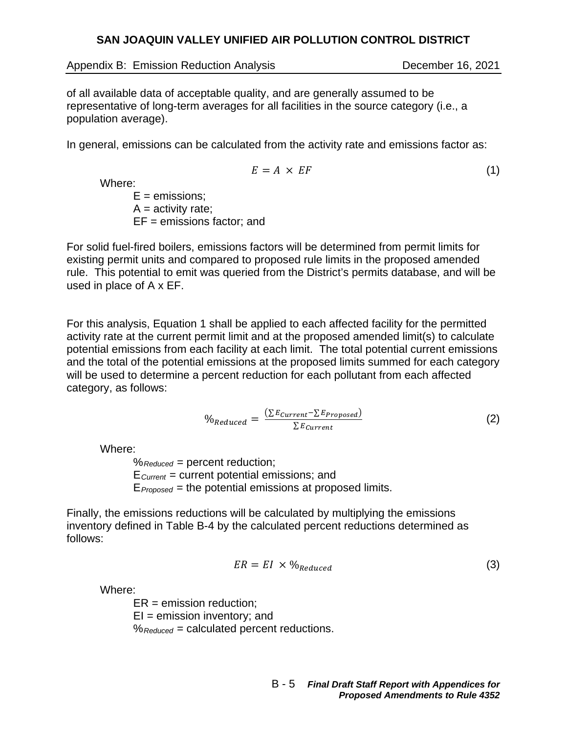of all available data of acceptable quality, and are generally assumed to be representative of long-term averages for all facilities in the source category (i.e., a population average).

In general, emissions can be calculated from the activity rate and emissions factor as:

$$E = A \times EF \tag{1}$$

Where:

E = emissions;
A = activity rate;
EF = emissions factor; and

For solid fuel-fired boilers, emissions factors will be determined from permit limits for existing permit units and compared to proposed rule limits in the proposed amended rule. This potential to emit was queried from the District's permits database, and will be used in place of A x EF.

For this analysis, Equation 1 shall be applied to each affected facility for the permitted activity rate at the current permit limit and at the proposed amended limit(s) to calculate potential emissions from each facility at each limit. The total potential current emissions and the total of the potential emissions at the proposed limits summed for each category will be used to determine a percent reduction for each pollutant from each affected category, as follows:

$$\%_{Reduced} = \frac{(\sum E_{Current} - \sum E_{Proposed})}{\sum E_{Current}} \tag{2}$$

Where:

$\%_{Reduced}$ = percent reduction;
$E_{Current}$ = current potential emissions; and
$E_{Proposed}$ = the potential emissions at proposed limits.

Finally, the emissions reductions will be calculated by multiplying the emissions inventory defined in Table B-4 by the calculated percent reductions determined as follows:

$$ER = EI \times \%_{Reduced} \tag{3}$$

Where:

ER = emission reduction;
EI = emission inventory; and
$\%_{Reduced}$ = calculated percent reductions.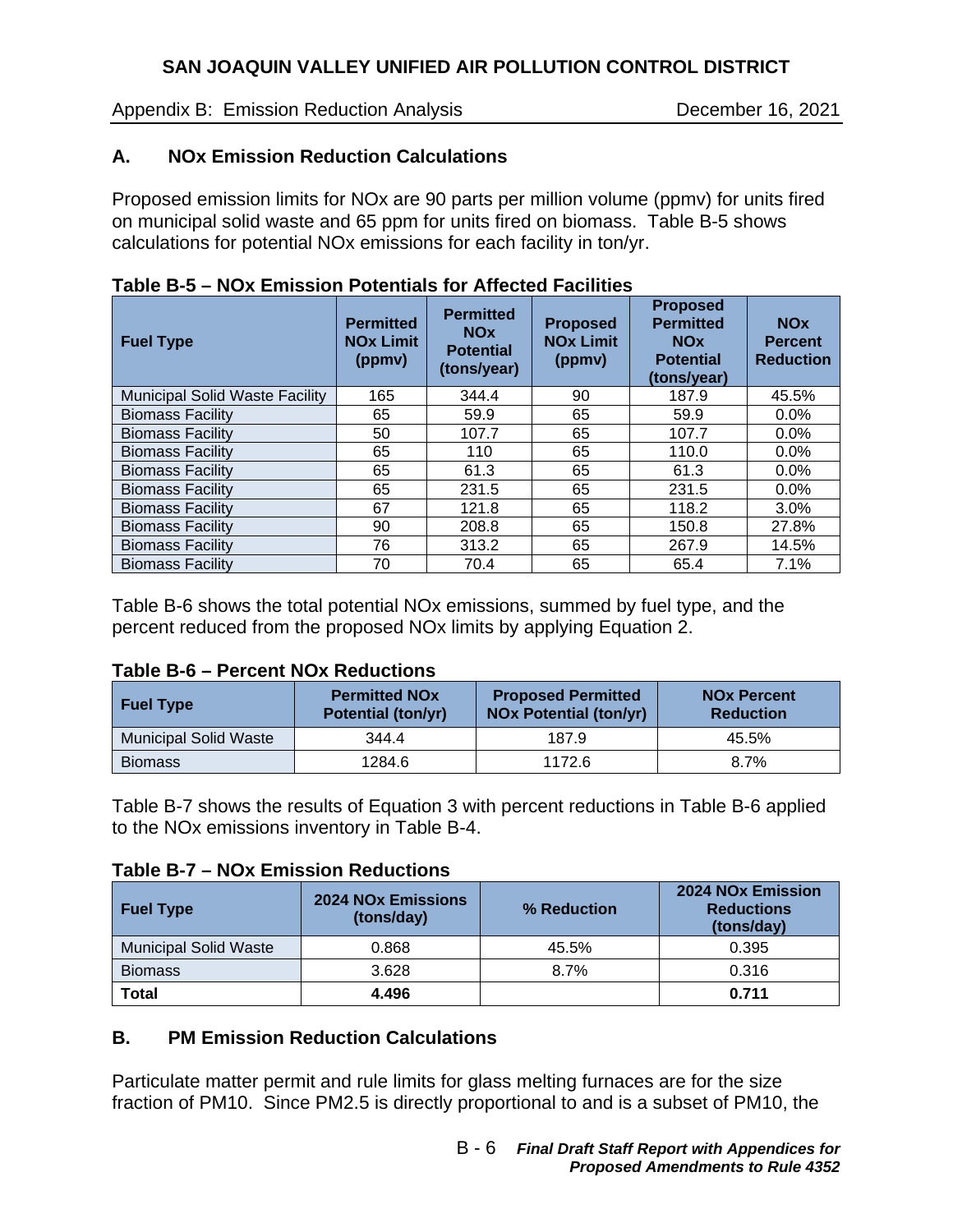## A. NOx Emission Reduction Calculations

Proposed emission limits for NOx are 90 parts per million volume (ppmv) for units fired on municipal solid waste and 65 ppm for units fired on biomass. Table B-5 shows calculations for potential NOx emissions for each facility in ton/yr.

**Table B-5 – NOx Emission Potentials for Affected Facilities**

| Fuel Type | Permitted NOx Limit (ppmv) | Permitted NOx Potential (tons/year) | Proposed NOx Limit (ppmv) | Proposed Permitted NOx Potential (tons/year) | NOx Percent Reduction |
|---|---|---|---|---|---|
| Municipal Solid Waste Facility | 165 | 344.4 | 90 | 187.9 | 45.5% |
| Biomass Facility | 65 | 59.9 | 65 | 59.9 | 0.0% |
| Biomass Facility | 50 | 107.7 | 65 | 107.7 | 0.0% |
| Biomass Facility | 65 | 110 | 65 | 110.0 | 0.0% |
| Biomass Facility | 65 | 61.3 | 65 | 61.3 | 0.0% |
| Biomass Facility | 65 | 231.5 | 65 | 231.5 | 0.0% |
| Biomass Facility | 67 | 121.8 | 65 | 118.2 | 3.0% |
| Biomass Facility | 90 | 208.8 | 65 | 150.8 | 27.8% |
| Biomass Facility | 76 | 313.2 | 65 | 267.9 | 14.5% |
| Biomass Facility | 70 | 70.4 | 65 | 65.4 | 7.1% |

Table B-6 shows the total potential NOx emissions, summed by fuel type, and the percent reduced from the proposed NOx limits by applying Equation 2.

**Table B-6 – Percent NOx Reductions**

| Fuel Type | Permitted NOx Potential (ton/yr) | Proposed Permitted NOx Potential (ton/yr) | NOx Percent Reduction |
|---|---|---|---|
| Municipal Solid Waste | 344.4 | 187.9 | 45.5% |
| Biomass | 1284.6 | 1172.6 | 8.7% |

Table B-7 shows the results of Equation 3 with percent reductions in Table B-6 applied to the NOx emissions inventory in Table B-4.

**Table B-7 – NOx Emission Reductions**

| Fuel Type | 2024 NOx Emissions (tons/day) | % Reduction | 2024 NOx Emission Reductions (tons/day) |
|---|---|---|---|
| Municipal Solid Waste | 0.868 | 45.5% | 0.395 |
| Biomass | 3.628 | 8.7% | 0.316 |
| **Total** | **4.496** | | **0.711** |

## B. PM Emission Reduction Calculations

Particulate matter permit and rule limits for glass melting furnaces are for the size fraction of PM10. Since PM2.5 is directly proportional to and is a subset of PM10, the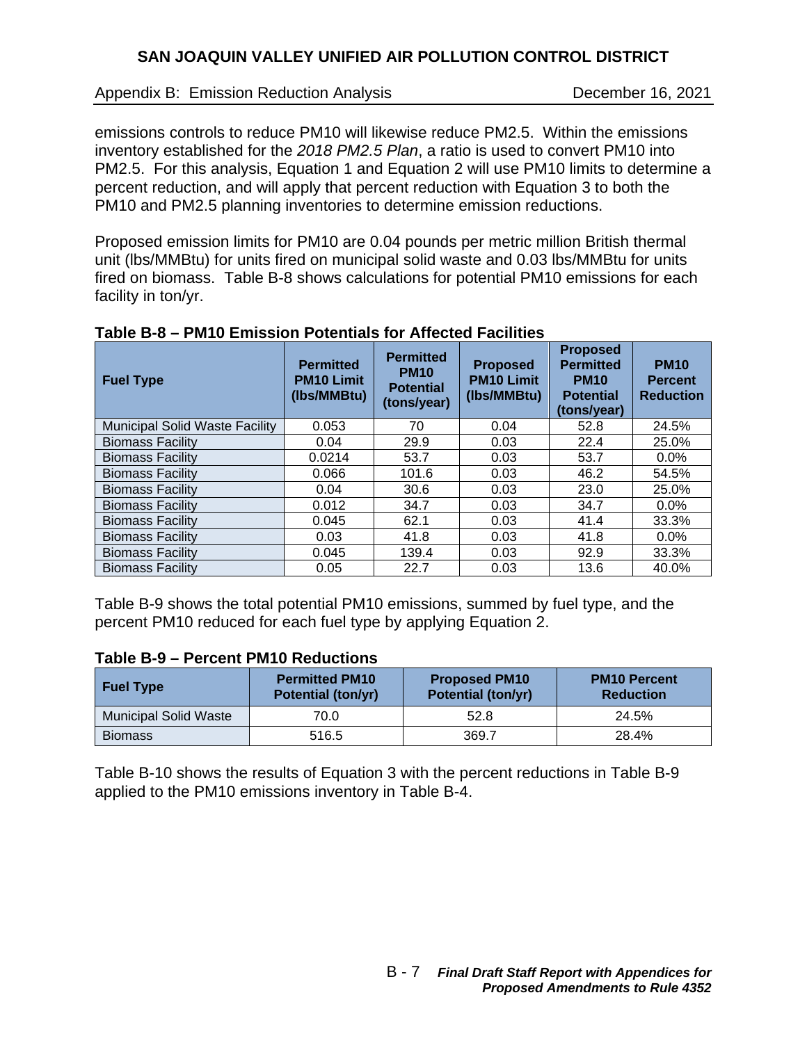emissions controls to reduce PM10 will likewise reduce PM2.5. Within the emissions inventory established for the *2018 PM2.5 Plan*, a ratio is used to convert PM10 into PM2.5. For this analysis, Equation 1 and Equation 2 will use PM10 limits to determine a percent reduction, and will apply that percent reduction with Equation 3 to both the PM10 and PM2.5 planning inventories to determine emission reductions.

Proposed emission limits for PM10 are 0.04 pounds per metric million British thermal unit (lbs/MMBtu) for units fired on municipal solid waste and 0.03 lbs/MMBtu for units fired on biomass. Table B-8 shows calculations for potential PM10 emissions for each facility in ton/yr.

**Table B-8 – PM10 Emission Potentials for Affected Facilities**

| Fuel Type | Permitted PM10 Limit (lbs/MMBtu) | Permitted PM10 Potential (tons/year) | Proposed PM10 Limit (lbs/MMBtu) | Proposed Permitted PM10 Potential (tons/year) | PM10 Percent Reduction |
|---|---|---|---|---|---|
| Municipal Solid Waste Facility | 0.053 | 70 | 0.04 | 52.8 | 24.5% |
| Biomass Facility | 0.04 | 29.9 | 0.03 | 22.4 | 25.0% |
| Biomass Facility | 0.0214 | 53.7 | 0.03 | 53.7 | 0.0% |
| Biomass Facility | 0.066 | 101.6 | 0.03 | 46.2 | 54.5% |
| Biomass Facility | 0.04 | 30.6 | 0.03 | 23.0 | 25.0% |
| Biomass Facility | 0.012 | 34.7 | 0.03 | 34.7 | 0.0% |
| Biomass Facility | 0.045 | 62.1 | 0.03 | 41.4 | 33.3% |
| Biomass Facility | 0.03 | 41.8 | 0.03 | 41.8 | 0.0% |
| Biomass Facility | 0.045 | 139.4 | 0.03 | 92.9 | 33.3% |
| Biomass Facility | 0.05 | 22.7 | 0.03 | 13.6 | 40.0% |

Table B-9 shows the total potential PM10 emissions, summed by fuel type, and the percent PM10 reduced for each fuel type by applying Equation 2.

**Table B-9 – Percent PM10 Reductions**

| Fuel Type | Permitted PM10 Potential (ton/yr) | Proposed PM10 Potential (ton/yr) | PM10 Percent Reduction |
|---|---|---|---|
| Municipal Solid Waste | 70.0 | 52.8 | 24.5% |
| Biomass | 516.5 | 369.7 | 28.4% |

Table B-10 shows the results of Equation 3 with the percent reductions in Table B-9 applied to the PM10 emissions inventory in Table B-4.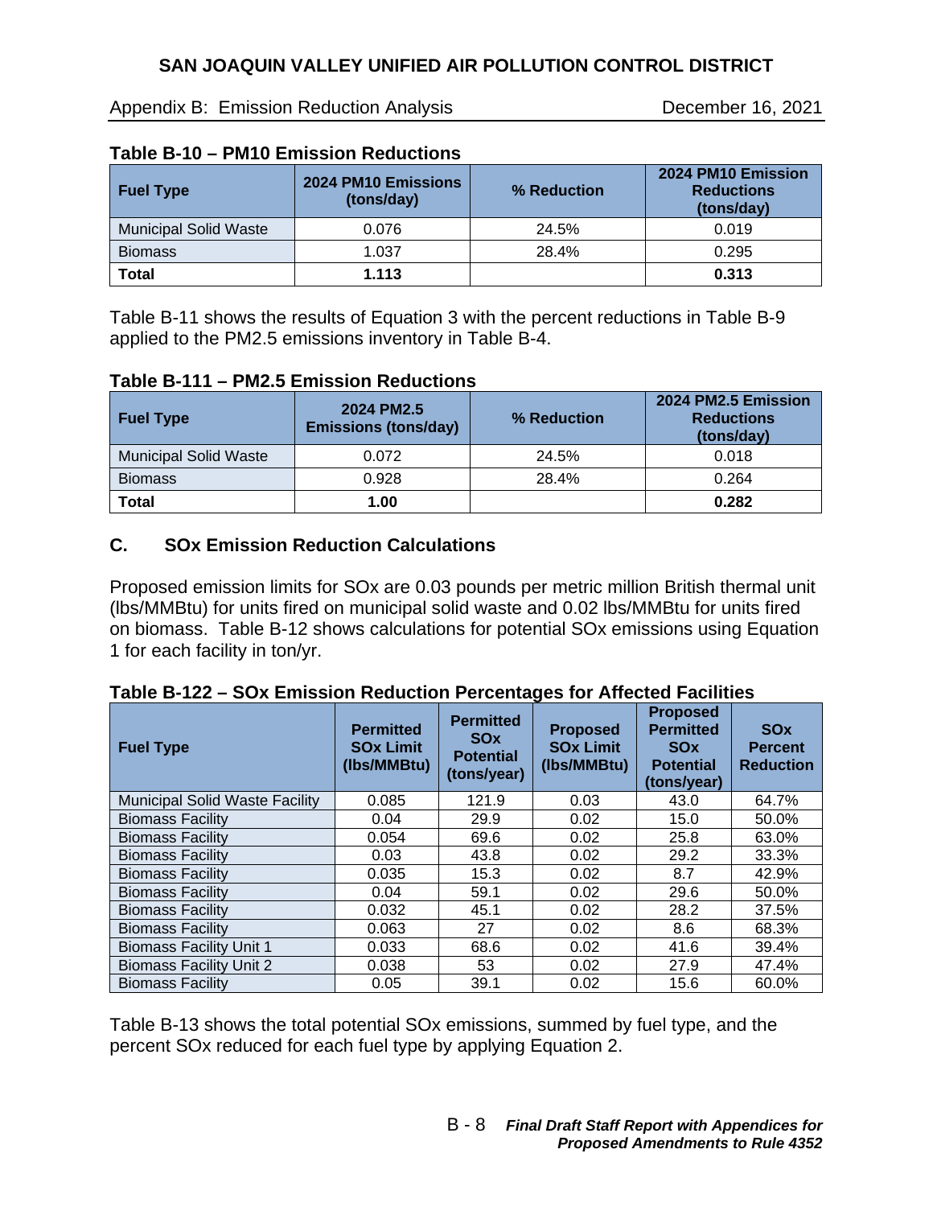**Table B-10 – PM10 Emission Reductions**

| Fuel Type | 2024 PM10 Emissions (tons/day) | % Reduction | 2024 PM10 Emission Reductions (tons/day) |
|---|---|---|---|
| Municipal Solid Waste | 0.076 | 24.5% | 0.019 |
| Biomass | 1.037 | 28.4% | 0.295 |
| **Total** | **1.113** | | **0.313** |

Table B-11 shows the results of Equation 3 with the percent reductions in Table B-9 applied to the PM2.5 emissions inventory in Table B-4.

**Table B-111 – PM2.5 Emission Reductions**

| Fuel Type | 2024 PM2.5 Emissions (tons/day) | % Reduction | 2024 PM2.5 Emission Reductions (tons/day) |
|---|---|---|---|
| Municipal Solid Waste | 0.072 | 24.5% | 0.018 |
| Biomass | 0.928 | 28.4% | 0.264 |
| **Total** | **1.00** | | **0.282** |

## C. SOx Emission Reduction Calculations

Proposed emission limits for SOx are 0.03 pounds per metric million British thermal unit (lbs/MMBtu) for units fired on municipal solid waste and 0.02 lbs/MMBtu for units fired on biomass. Table B-12 shows calculations for potential SOx emissions using Equation 1 for each facility in ton/yr.

**Table B-122 – SOx Emission Reduction Percentages for Affected Facilities**

| Fuel Type | Permitted SOx Limit (lbs/MMBtu) | Permitted SOx Potential (tons/year) | Proposed SOx Limit (lbs/MMBtu) | Proposed Permitted SOx Potential (tons/year) | SOx Percent Reduction |
|---|---|---|---|---|---|
| Municipal Solid Waste Facility | 0.085 | 121.9 | 0.03 | 43.0 | 64.7% |
| Biomass Facility | 0.04 | 29.9 | 0.02 | 15.0 | 50.0% |
| Biomass Facility | 0.054 | 69.6 | 0.02 | 25.8 | 63.0% |
| Biomass Facility | 0.03 | 43.8 | 0.02 | 29.2 | 33.3% |
| Biomass Facility | 0.035 | 15.3 | 0.02 | 8.7 | 42.9% |
| Biomass Facility | 0.04 | 59.1 | 0.02 | 29.6 | 50.0% |
| Biomass Facility | 0.032 | 45.1 | 0.02 | 28.2 | 37.5% |
| Biomass Facility | 0.063 | 27 | 0.02 | 8.6 | 68.3% |
| Biomass Facility Unit 1 | 0.033 | 68.6 | 0.02 | 41.6 | 39.4% |
| Biomass Facility Unit 2 | 0.038 | 53 | 0.02 | 27.9 | 47.4% |
| Biomass Facility | 0.05 | 39.1 | 0.02 | 15.6 | 60.0% |

Table B-13 shows the total potential SOx emissions, summed by fuel type, and the percent SOx reduced for each fuel type by applying Equation 2.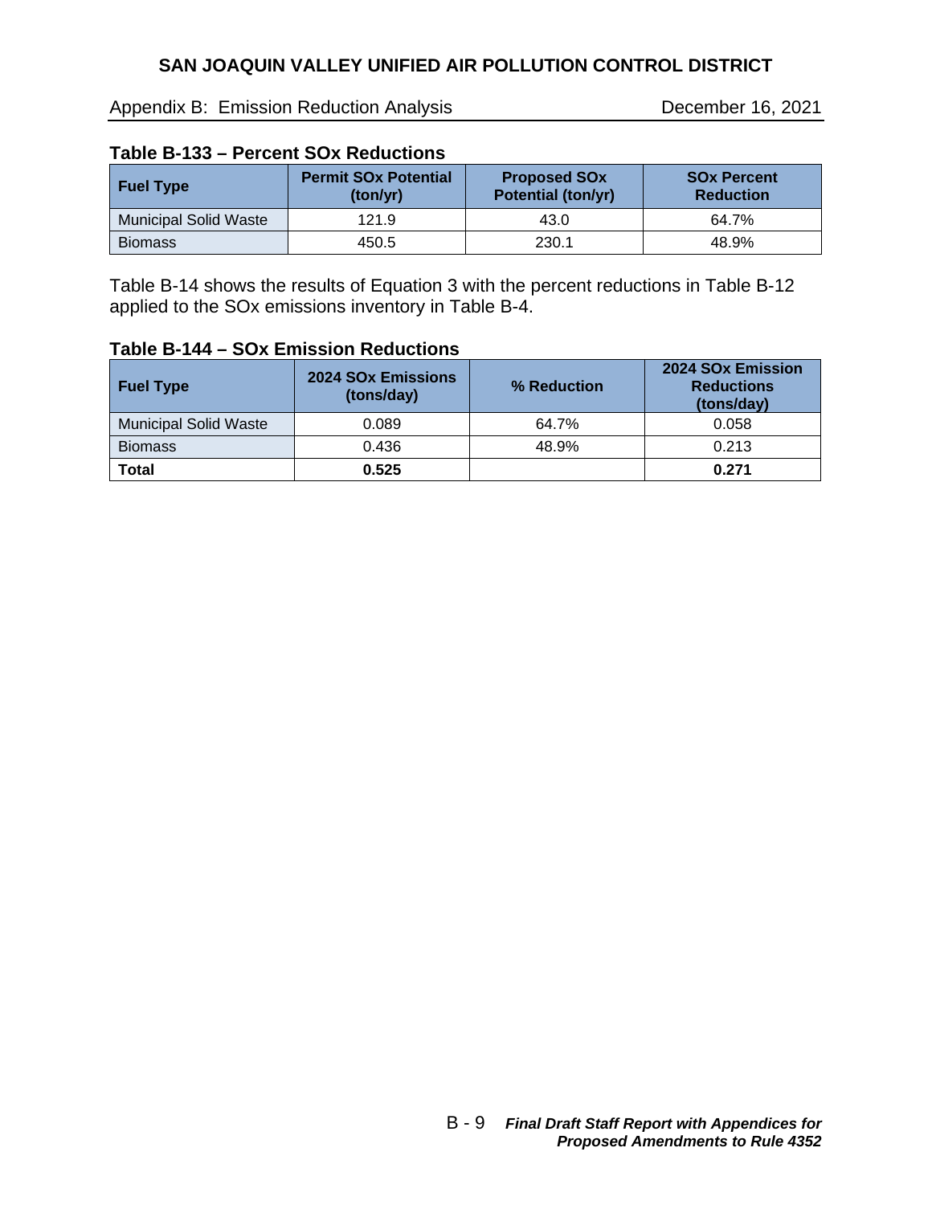### Table B-133 – Percent SOx Reductions

| Fuel Type | Permit SOx Potential (ton/yr) | Proposed SOx Potential (ton/yr) | SOx Percent Reduction |
|---|---|---|---|
| Municipal Solid Waste | 121.9 | 43.0 | 64.7% |
| Biomass | 450.5 | 230.1 | 48.9% |

Table B-14 shows the results of Equation 3 with the percent reductions in Table B-12 applied to the SOx emissions inventory in Table B-4.

### Table B-144 – SOx Emission Reductions

| Fuel Type | 2024 SOx Emissions (tons/day) | % Reduction | 2024 SOx Emission Reductions (tons/day) |
|---|---|---|---|
| Municipal Solid Waste | 0.089 | 64.7% | 0.058 |
| Biomass | 0.436 | 48.9% | 0.213 |
| **Total** | **0.525** | | **0.271** |